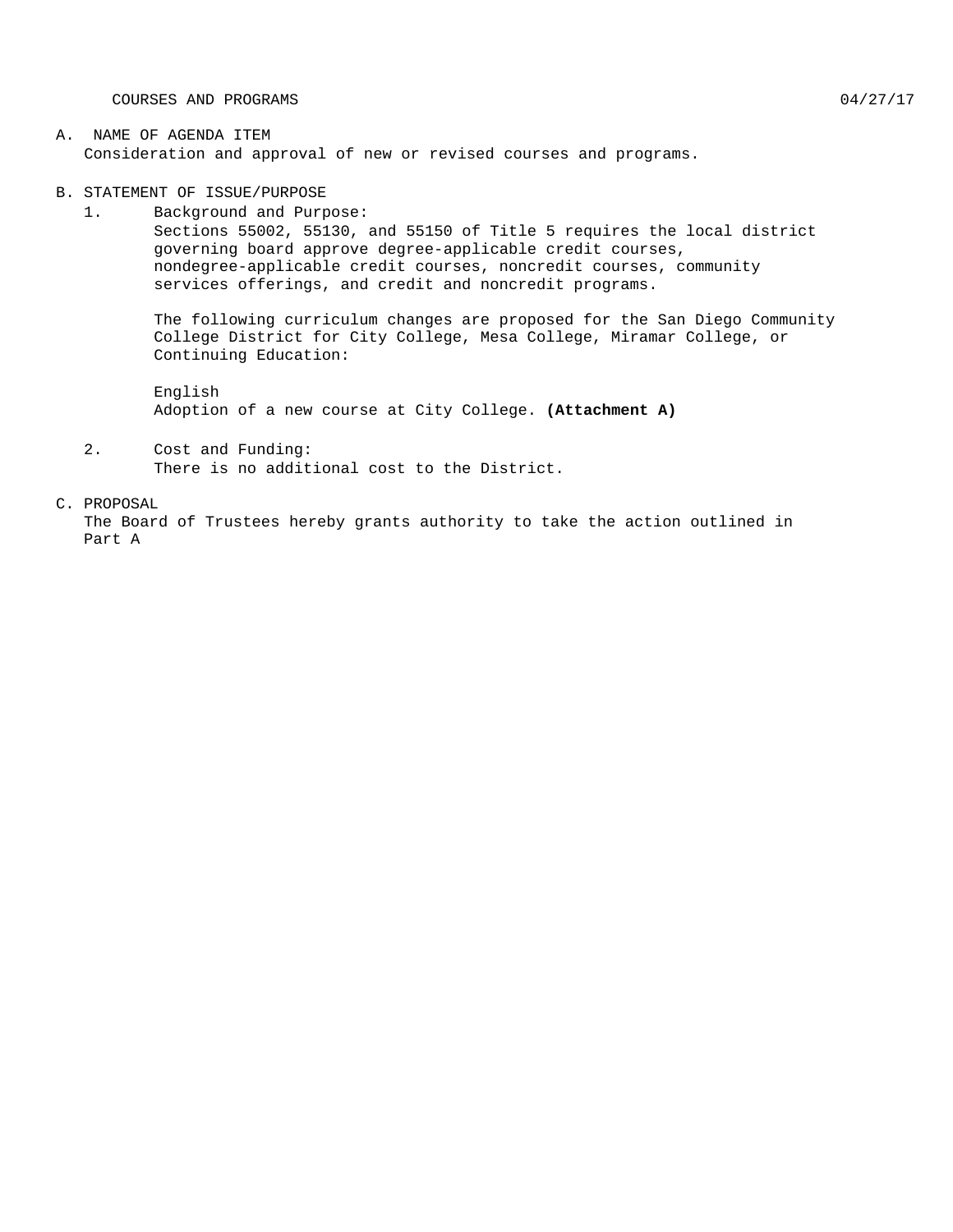COURSES AND PROGRAMS 04/27/17

A. NAME OF AGENDA ITEM

Consideration and approval of new or revised courses and programs.

B. STATEMENT OF ISSUE/PURPOSE

1. Background and Purpose:

   Sections 55002, 55130, and 55150 of Title 5 requires the local district governing board approve degree-applicable credit courses, nondegree-applicable credit courses, noncredit courses, community services offerings, and credit and noncredit programs.

   The following curriculum changes are proposed for the San Diego Community College District for City College, Mesa College, Miramar College, or Continuing Education:

   English
   Adoption of a new course at City College. **(Attachment A)**

2. Cost and Funding:

   There is no additional cost to the District.

C. PROPOSAL

The Board of Trustees hereby grants authority to take the action outlined in Part A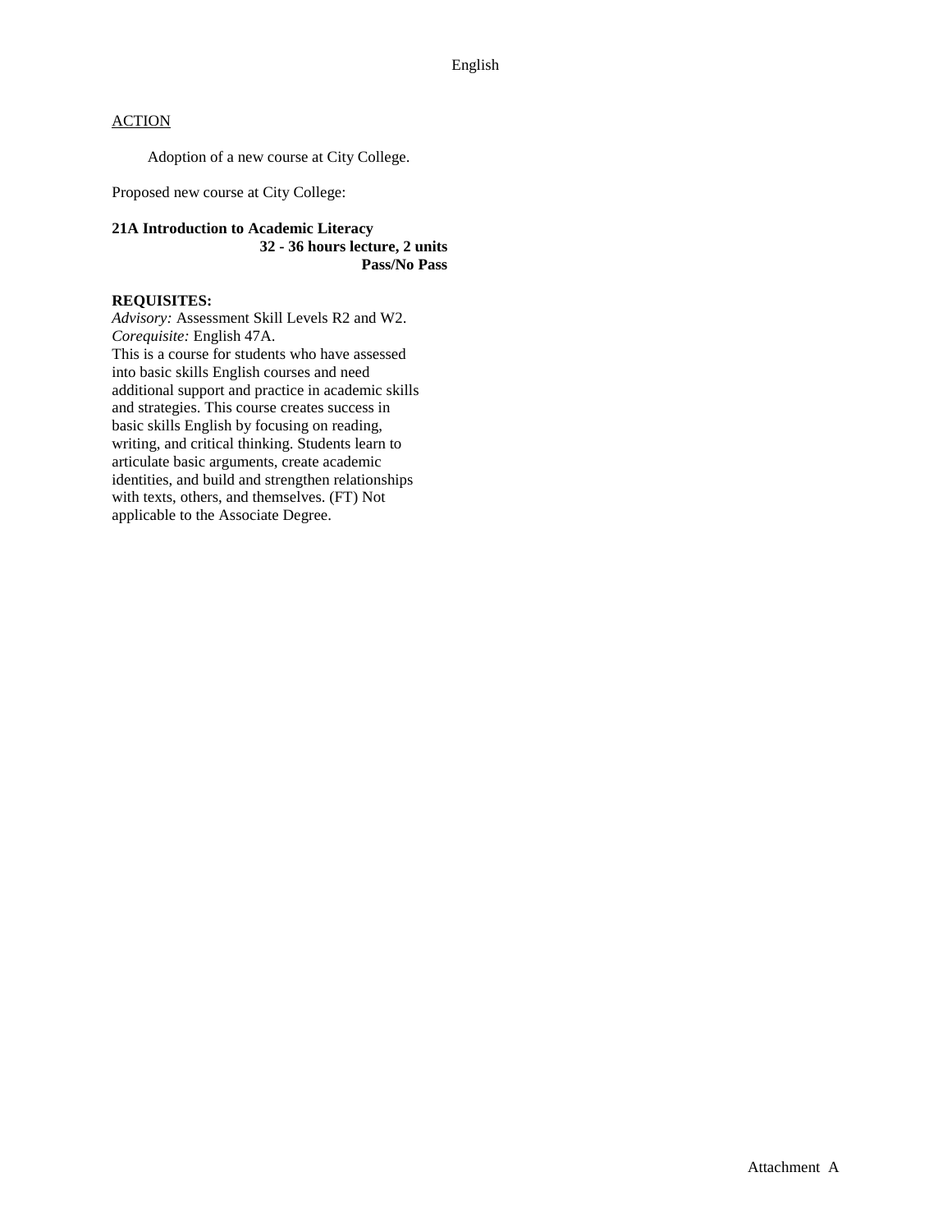English

ACTION

Adoption of a new course at City College.

Proposed new course at City College:

**21A Introduction to Academic Literacy**
**32 - 36 hours lecture, 2 units**
**Pass/No Pass**

**REQUISITES:**
*Advisory:* Assessment Skill Levels R2 and W2.
*Corequisite:* English 47A.
This is a course for students who have assessed into basic skills English courses and need additional support and practice in academic skills and strategies. This course creates success in basic skills English by focusing on reading, writing, and critical thinking. Students learn to articulate basic arguments, create academic identities, and build and strengthen relationships with texts, others, and themselves. (FT) Not applicable to the Associate Degree.

Attachment A